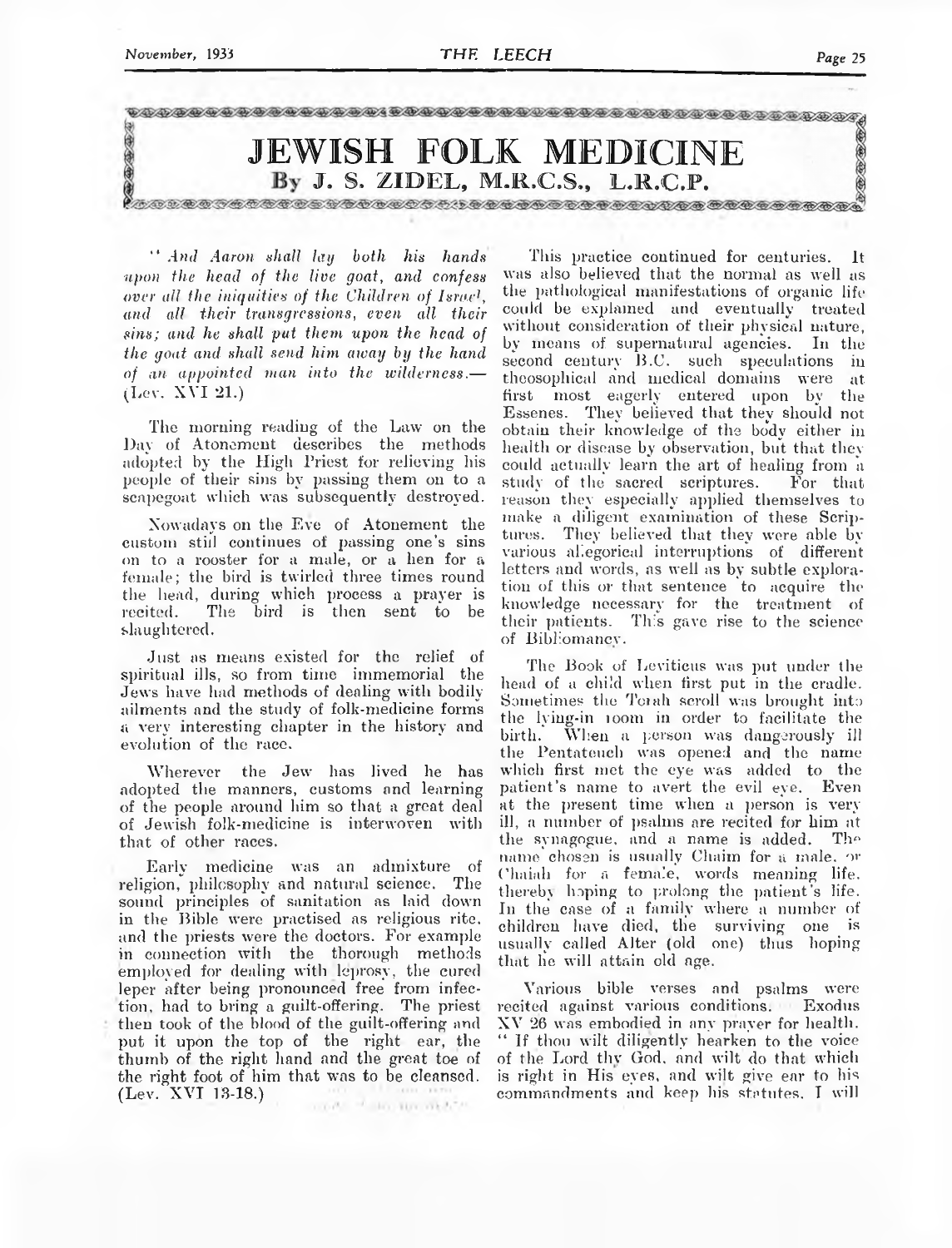# JEWISH FOLK MEDICINE

## By J. S. ZIDEL, M.R.C.S., L.R.C.P.

*"And Aaron shall lay both his hands upon the head of the live goat, and confess over all the iniquities of the Children of Israel, and all their transgressions, even all their sins; and he shall put them upon the head of the goat and shall send him away by the hand of an appointed man into the wilderness.*—(Lev. XVI 21.)

The morning reading of the Law on the Day of Atonement describes the methods adopted by the High Priest for relieving his people of their sins by passing them on to a scapegoat which was subsequently destroyed.

Nowadays on the Eve of Atonement the custom still continues of passing one's sins on to a rooster for a male, or a hen for a female; the bird is twirled three times round the head, during which process a prayer is recited. The bird is then sent to be slaughtered.

Just as means existed for the relief of spiritual ills, so from time immemorial the Jews have had methods of dealing with bodily ailments and the study of folk-medicine forms a very interesting chapter in the history and evolution of the race.

Wherever the Jew has lived he has adopted the manners, customs and learning of the people around him so that a great deal of Jewish folk-medicine is interwoven with that of other races.

Early medicine was an admixture of religion, philosophy and natural science. The sound principles of sanitation as laid down in the Bible were practised as religious rite, and the priests were the doctors. For example in connection with the thorough methods employed for dealing with leprosy, the cured leper after being pronounced free from infection, had to bring a guilt-offering. The priest then took of the blood of the guilt-offering and put it upon the top of the right ear, the thumb of the right hand and the great toe of the right foot of him that was to be cleansed. (Lev. XVI 13-18.)

This practice continued for centuries. It was also believed that the normal as well as the pathological manifestations of organic life could be explained and eventually treated without consideration of their physical nature, by means of supernatural agencies. In the second century B.C. such speculations in theosophical and medical domains were at first most eagerly entered upon by the Essenes. They believed that they should not obtain their knowledge of the body either in health or disease by observation, but that they could actually learn the art of healing from a study of the sacred scriptures. For that reason they especially applied themselves to make a diligent examination of these Scriptures. They believed that they were able by various allegorical interruptions of different letters and words, as well as by subtle exploration of this or that sentence to acquire the knowledge necessary for the treatment of their patients. This gave rise to the science of Bibliomancy.

The Book of Leviticus was put under the head of a child when first put in the cradle. Sometimes the Torah scroll was brought into the lying-in room in order to facilitate the birth. When a person was dangerously ill the Pentateuch was opened and the name which first met the eye was added to the patient's name to avert the evil eye. Even at the present time when a person is very ill, a number of psalms are recited for him at the synagogue, and a name is added. The name chosen is usually Chaim for a male, or Chaiah for a female, words meaning life, thereby hoping to prolong the patient's life. In the case of a family where a number of children have died, the surviving one is usually called Alter (old one) thus hoping that he will attain old age.

Various bible verses and psalms were recited against various conditions. Exodus XV 26 was embodied in any prayer for health. "If thou wilt diligently hearken to the voice of the Lord thy God, and wilt do that which is right in His eyes, and wilt give ear to his commandments and keep his statutes, I will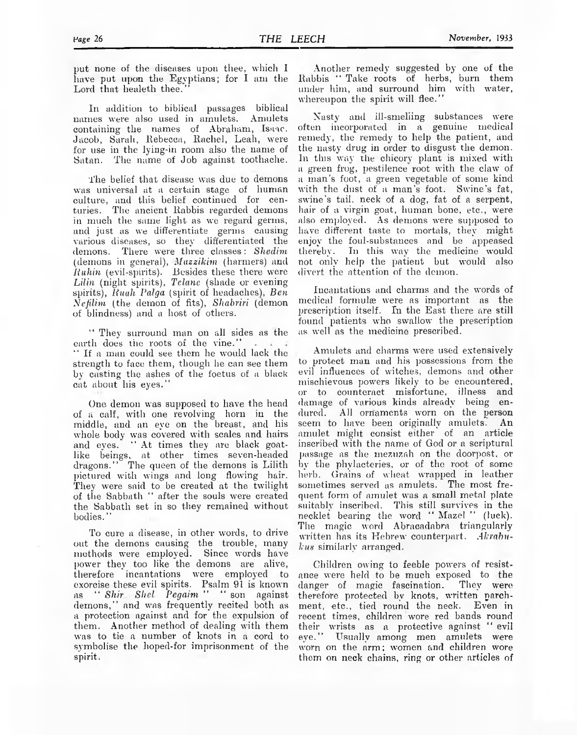put none of the diseases upon thee, which I have put upon the Egyptians; for I am the Lord that healeth thee."

In addition to biblical passages biblical names were also used in amulets. Amulets containing the names of Abraham, Isaac. Jacob, Sarah, Rebecca, Rachel, Leah, were for use in the lying-in room also the name of Satan. The name of Job against toothache.

The belief that disease was due to demons was universal at a certain stage of human culture, and this belief continued for centuries. The ancient Rabbis regarded demons in much the same light as we regard germs, and just as we differentiate germs causing various diseases, so they differentiated the demons. There were three classes: *Shedim* (demons in general), *Mazzikim* (harmers) and *Ruhin* (evil-spirits). Besides these there were *Lilin* (night spirits), *Telanc* (shade or evening spirits), *Ruah Palga* (spirit of headaches), *Ben Nefilim* (the demon of fits), *Shabriri* (demon of blindness) and a host of others.

"They surround man on all sides as the earth does the roots of the vine." . . . "If a man could see them he would lack the strength to face them, though he can see them by casting the ashes of the foetus of a black cat about his eyes."

One demon was supposed to have the head of a calf, with one revolving horn in the middle, and an eye on the breast, and his whole body was covered with scales and hairs and eyes. "At times they are black goat-like beings, at other times seven-headed dragons." The queen of the demons is Lilith pictured with wings and long flowing hair. They were said to be created at the twilight of the Sabbath "after the souls were created the Sabbath set in so they remained without bodies."

To cure a disease, in other words, to drive out the demons causing the trouble, many methods were employed. Since words have power they too like the demons are alive, therefore incantations were employed to exorcise these evil spirits. Psalm 91 is known as "*Shir Shel Pegaim*" "son against demons," and was frequently recited both as a protection against and for the expulsion of them. Another method of dealing with them was to tie a number of knots in a cord to symbolise the hoped-for imprisonment of the spirit.

Another remedy suggested by one of the Rabbis "Take roots of herbs, burn them under him, and surround him with water, whereupon the spirit will flee."

Nasty and ill-smelling substances were often incorporated in a genuine medical remedy, the remedy to help the patient, and the nasty drug in order to disgust the demon. In this way the chicory plant is mixed with a green frog, pestilence root with the claw of a man's foot, a green vegetable of some kind with the dust of a man's foot. Swine's fat, swine's tail, neck of a dog, fat of a serpent, hair of a virgin goat, human bone, etc., were also employed. As demons were supposed to have different taste to mortals, they might enjoy the foul-substances and be appeased thereby. In this way the medicine would not only help the patient but would also divert the attention of the demon.

Incantations and charms and the words of medical formulæ were as important as the prescription itself. In the East there are still found patients who swallow the prescription as well as the medicine prescribed.

Amulets and charms were used extensively to protect man and his possessions from the evil influences of witches, demons and other mischievous powers likely to be encountered, or to counteract misfortune, illness and damage of various kinds already being endured. All ornaments worn on the person seem to have been originally amulets. An amulet might consist either of an article inscribed with the name of God or a scriptural passage as the mezuzah on the doorpost, or by the phylacteries, or of the root of some herb. Grains of wheat wrapped in leather sometimes served as amulets. The most frequent form of amulet was a small metal plate suitably inscribed. This still survives in the necklet bearing the word "Mazel" (luck). The magic word Abracadabra triangularly written has its Hebrew counterpart. *Akrabukus* similarly arranged.

Children owing to feeble powers of resistance were held to be much exposed to the danger of magic fascination. They were therefore protected by knots, written parchment, etc., tied round the neck. Even in recent times, children wore red bands round their wrists as a protective against "evil eye." Usually among men amulets were worn on the arm; women and children wore them on neck chains, ring or other articles of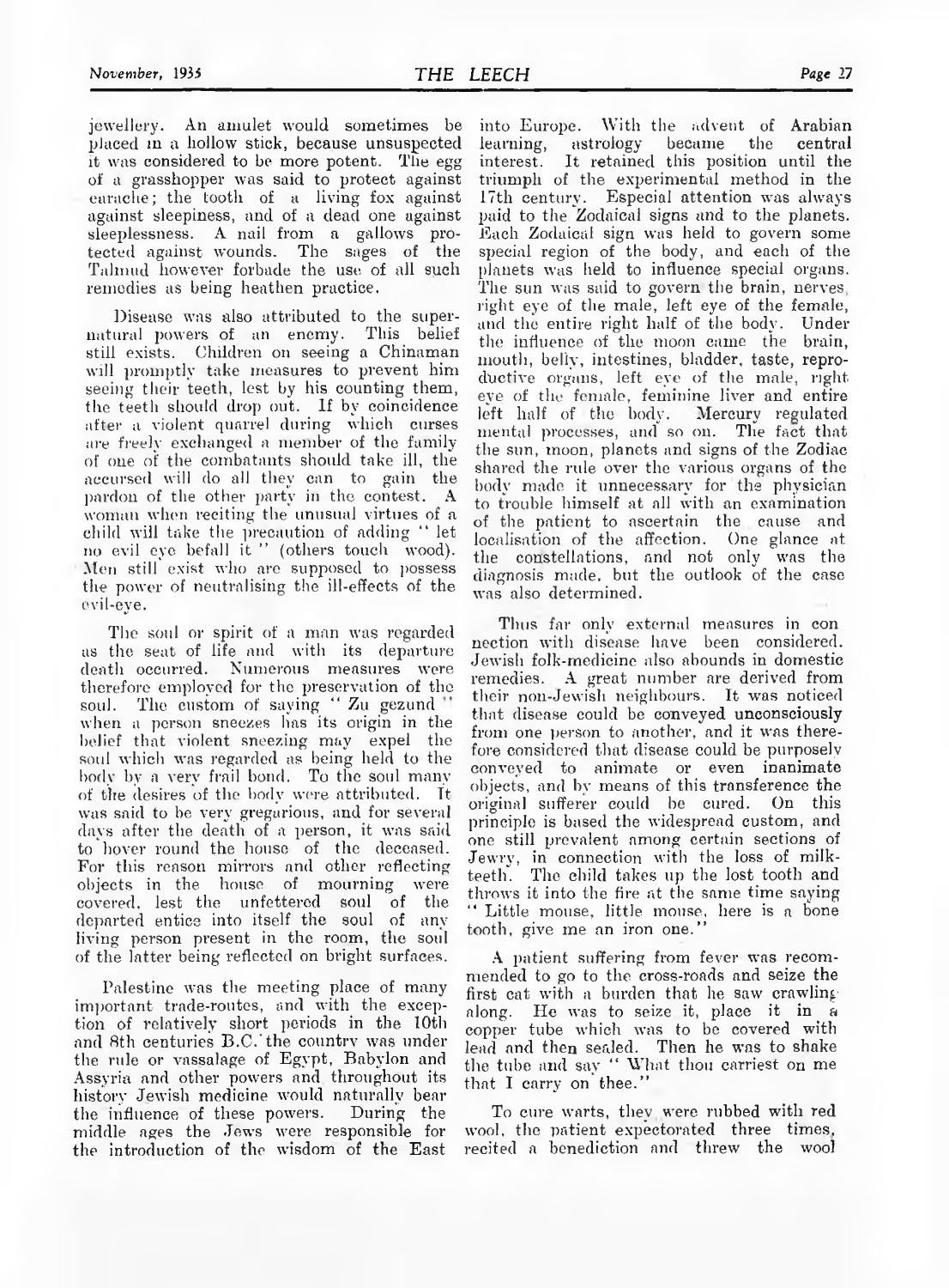jewellery. An amulet would sometimes be placed in a hollow stick, because unsuspected it was considered to be more potent. The egg of a grasshopper was said to protect against earache; the tooth of a living fox against sleepiness, and of a dead one against sleeplessness. A nail from a gallows protected against wounds. The sages of the Talmud however forbade the use of all such remedies as being heathen practice.

Disease was also attributed to the supernatural powers of an enemy. This belief still exists. Children on seeing a Chinaman will promptly take measures to prevent him seeing their teeth, lest by his counting them, the teeth should drop out. If by coincidence after a violent quarrel during which curses are freely exchanged a member of the family of one of the combatants should take ill, the accursed will do all they can to gain the pardon of the other party in the contest. A woman when reciting the unusual virtues of a child will take the precaution of adding "let no evil eye befall it" (others touch wood). Men still exist who are supposed to possess the power of neutralising the ill-effects of the evil-eye.

The soul or spirit of a man was regarded as the seat of life and with its departure death occurred. Numerous measures were therefore employed for the preservation of the soul. The custom of saying "Zu gezund" when a person sneezes has its origin in the belief that violent sneezing may expel the soul which was regarded as being held to the body by a very frail bond. To the soul many of the desires of the body were attributed. It was said to be very gregarious, and for several days after the death of a person, it was said to hover round the house of the deceased. For this reason mirrors and other reflecting objects in the house of mourning were covered, lest the unfettered soul of the departed entice into itself the soul of any living person present in the room, the soul of the latter being reflected on bright surfaces.

Palestine was the meeting place of many important trade-routes, and with the exception of relatively short periods in the 10th and 8th centuries B.C. the country was under the rule or vassalage of Egypt, Babylon and Assyria and other powers and throughout its history Jewish medicine would naturally bear the influence of these powers. During the middle ages the Jews were responsible for the introduction of the wisdom of the East into Europe. With the advent of Arabian learning, astrology became the central interest. It retained this position until the triumph of the experimental method in the 17th century. Especial attention was always paid to the Zodaical signs and to the planets. Each Zodaical sign was held to govern some special region of the body, and each of the planets was held to influence special organs. The sun was said to govern the brain, nerves, right eye of the male, left eye of the female, and the entire right half of the body. Under the influence of the moon came the brain, mouth, belly, intestines, bladder, taste, reproductive organs, left eye of the male, right eye of the female, feminine liver and entire left half of the body. Mercury regulated mental processes, and so on. The fact that the sun, moon, planets and signs of the Zodiac shared the rule over the various organs of the body made it unnecessary for the physician to trouble himself at all with an examination of the patient to ascertain the cause and localisation of the affection. One glance at the constellations, and not only was the diagnosis made, but the outlook of the case was also determined.

Thus far only external measures in connection with disease have been considered. Jewish folk-medicine also abounds in domestic remedies. A great number are derived from their non-Jewish neighbours. It was noticed that disease could be conveyed unconsciously from one person to another, and it was therefore considered that disease could be purposely conveyed to animate or even inanimate objects, and by means of this transference the original sufferer could be cured. On this principle is based the widespread custom, and one still prevalent among certain sections of Jewry, in connection with the loss of milk-teeth. The child takes up the lost tooth and throws it into the fire at the same time saying "Little mouse, little mouse, here is a bone tooth, give me an iron one."

A patient suffering from fever was recommended to go to the cross-roads and seize the first cat with a burden that he saw crawling along. He was to seize it, place it in a copper tube which was to be covered with lead and then sealed. Then he was to shake the tube and say "What thou carriest on me that I carry on thee."

To cure warts, they were rubbed with red wool, the patient expectorated three times, recited a benediction and threw the wool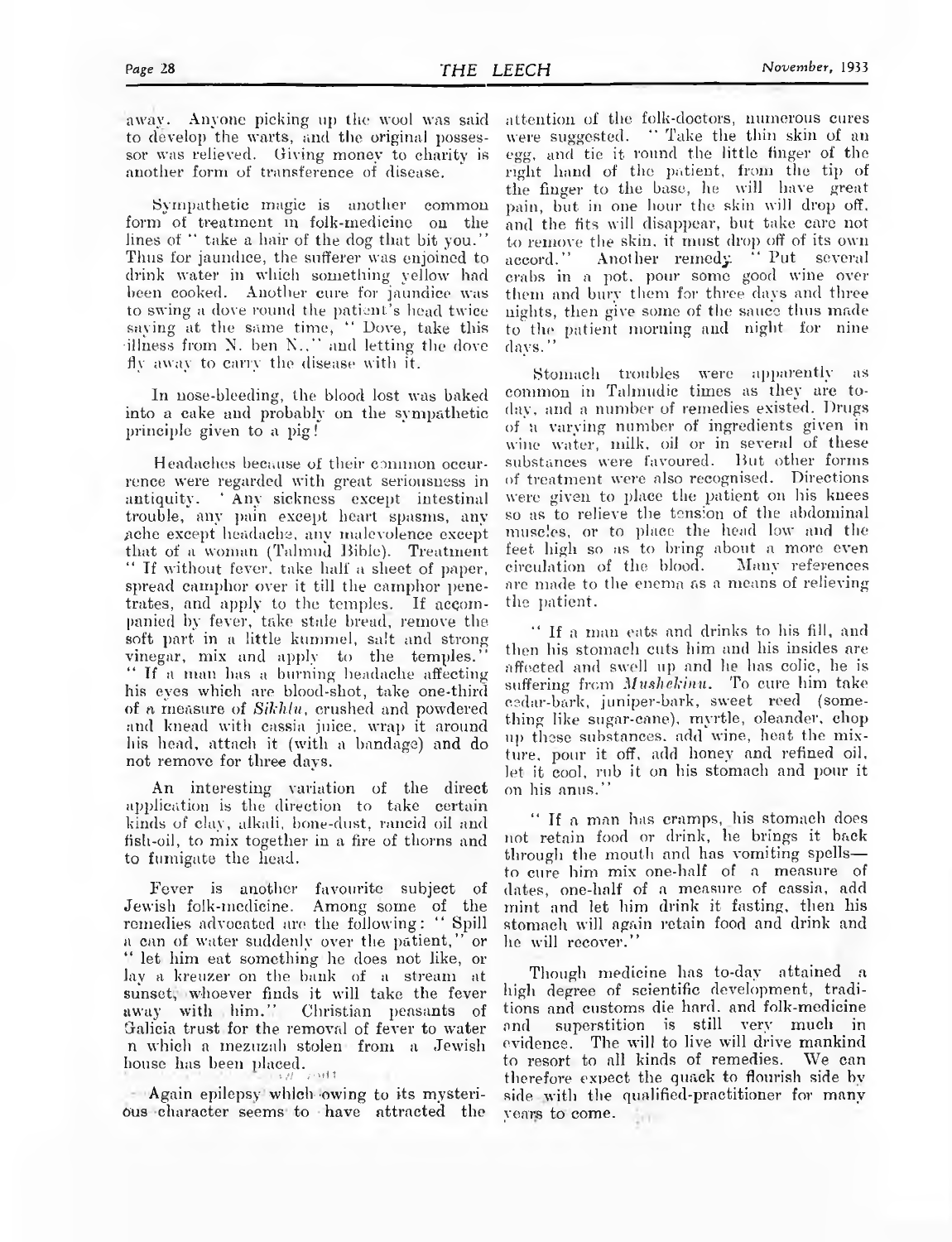away. Anyone picking up the wool was said to develop the warts, and the original possessor was relieved. Giving money to charity is another form of transference of disease.

Sympathetic magic is another common form of treatment in folk-medicine on the lines of " take a hair of the dog that bit you." Thus for jaundice, the sufferer was enjoined to drink water in which something yellow had been cooked. Another cure for jaundice was to swing a dove round the patient's head twice saying at the same time, " Dove, take this illness from N. ben N.," and letting the dove fly away to carry the disease with it.

In nose-bleeding, the blood lost was baked into a cake and probably on the sympathetic principle given to a pig!

Headaches because of their common occurrence were regarded with great seriousness in antiquity. ' Any sickness except intestinal trouble, any pain except heart spasms, any ache except headache, any malevolence except that of a woman (Talmud Bible). Treatment " If without fever, take half a sheet of paper, spread camphor over it till the camphor penetrates, and apply to the temples. If accompanied by fever, take stale bread, remove the soft part in a little kummel, salt and strong vinegar, mix and apply to the temples." " If a man has a burning headache affecting his eyes which are blood-shot, take one-third of a measure of *Sikhlu*, crushed and powdered and knead with cassia juice, wrap it around his head, attach it (with a bandage) and do not remove for three days.

An interesting variation of the direct application is the direction to take certain kinds of clay, alkali, bone-dust, rancid oil and fish-oil, to mix together in a fire of thorns and to fumigate the head.

Fever is another favourite subject of Jewish folk-medicine. Among some of the remedies advocated are the following: " Spill a can of water suddenly over the patient," or " let him eat something he does not like, or lay a kreuzer on the bank of a stream at sunset, whoever finds it will take the fever away with him." Christian peasants of Galicia trust for the removal of fever to water in which a mezuzah stolen from a Jewish house has been placed.

Again epilepsy which owing to its mysterious character seems to have attracted the attention of the folk-doctors, numerous cures were suggested. " Take the thin skin of an egg, and tie it round the little finger of the right hand of the patient, from the tip of the finger to the base, he will have great pain, but in one hour the skin will drop off, and the fits will disappear, but take care not to remove the skin, it must drop off of its own accord." Another remedy. " Put several crabs in a pot, pour some good wine over them and bury them for three days and three nights, then give some of the sauce thus made to the patient morning and night for nine days."

Stomach troubles were apparently as common in Talmudic times as they are to-day, and a number of remedies existed. Drugs of a varying number of ingredients given in wine water, milk, oil or in several of these substances were favoured. But other forms of treatment were also recognised. Directions were given to place the patient on his knees so as to relieve the tension of the abdominal muscles, or to place the head low and the feet high so as to bring about a more even circulation of the blood. Many references are made to the enema as a means of relieving the patient.

" If a man eats and drinks to his fill, and then his stomach cuts him and his insides are affected and swell up and he has colic, he is suffering from *Mushekinu*. To cure him take cedar-bark, juniper-bark, sweet reed (something like sugar-cane), myrtle, oleander, chop up these substances, add wine, heat the mixture, pour it off, add honey and refined oil, let it cool, rub it on his stomach and pour it on his anus."

" If a man has cramps, his stomach does not retain food or drink, he brings it back through the mouth and has vomiting spells—to cure him mix one-half of a measure of dates, one-half of a measure of cassia, add mint and let him drink it fasting, then his stomach will again retain food and drink and he will recover."

Though medicine has to-day attained a high degree of scientific development, traditions and customs die hard, and folk-medicine and superstition is still very much in evidence. The will to live will drive mankind to resort to all kinds of remedies. We can therefore expect the quack to flourish side by side with the qualified-practitioner for many years to come.